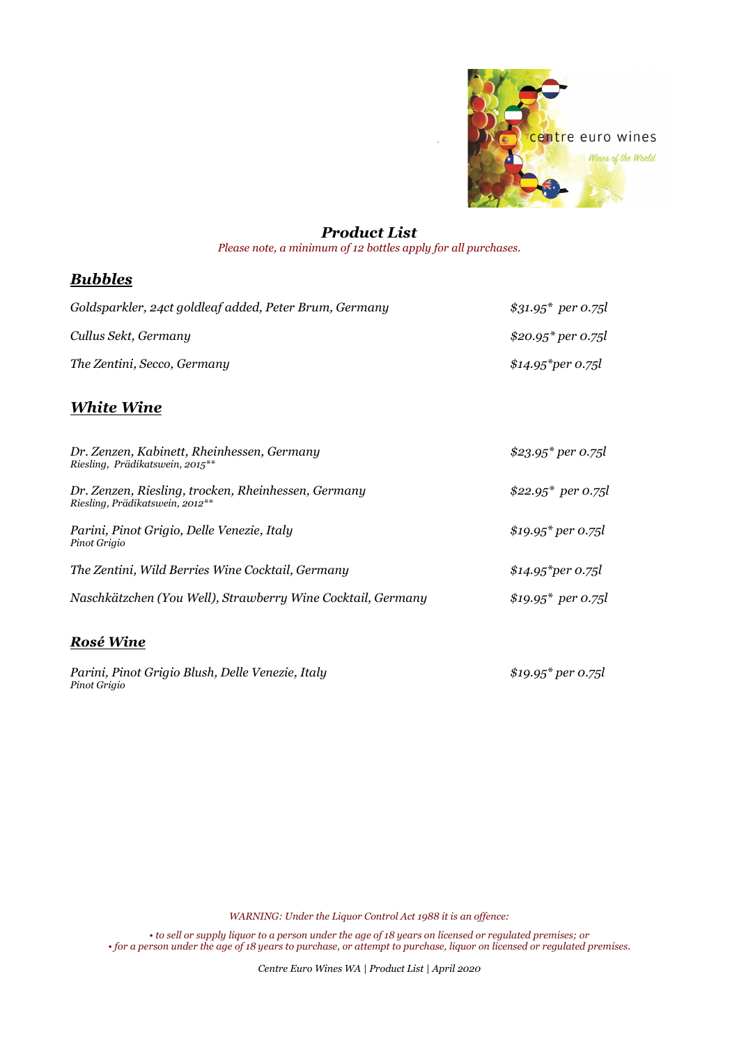centre euro wines

*Wines of the World*

## *Product List*

*Please note, a minimum of 12 bottles apply for all purchases.*

### ***Bubbles***

| | |
|---|---|
| *Goldsparkler, 24ct goldleaf added, Peter Brum, Germany* | *$31.95\* per 0.75l* |
| *Cullus Sekt, Germany* | *$20.95\* per 0.75l* |
| *The Zentini, Secco, Germany* | *$14.95\*per 0.75l* |

### ***White Wine***

| | |
|---|---|
| *Dr. Zenzen, Kabinett, Rheinhessen, Germany*<br>*Riesling, Prädikatswein, 2015\*\** | *$23.95\* per 0.75l* |
| *Dr. Zenzen, Riesling, trocken, Rheinhessen, Germany*<br>*Riesling, Prädikatswein, 2012\*\** | *$22.95\* per 0.75l* |
| *Parini, Pinot Grigio, Delle Venezie, Italy*<br>*Pinot Grigio* | *$19.95\* per 0.75l* |
| *The Zentini, Wild Berries Wine Cocktail, Germany* | *$14.95\*per 0.75l* |
| *Naschkätzchen (You Well), Strawberry Wine Cocktail, Germany* | *$19.95\* per 0.75l* |

### ***Rosé Wine***

| | |
|---|---|
| *Parini, Pinot Grigio Blush, Delle Venezie, Italy*<br>*Pinot Grigio* | *$19.95\* per 0.75l* |

*WARNING: Under the Liquor Control Act 1988 it is an offence:*

*• to sell or supply liquor to a person under the age of 18 years on licensed or regulated premises; or*
*• for a person under the age of 18 years to purchase, or attempt to purchase, liquor on licensed or regulated premises.*

*Centre Euro Wines WA | Product List | April 2020*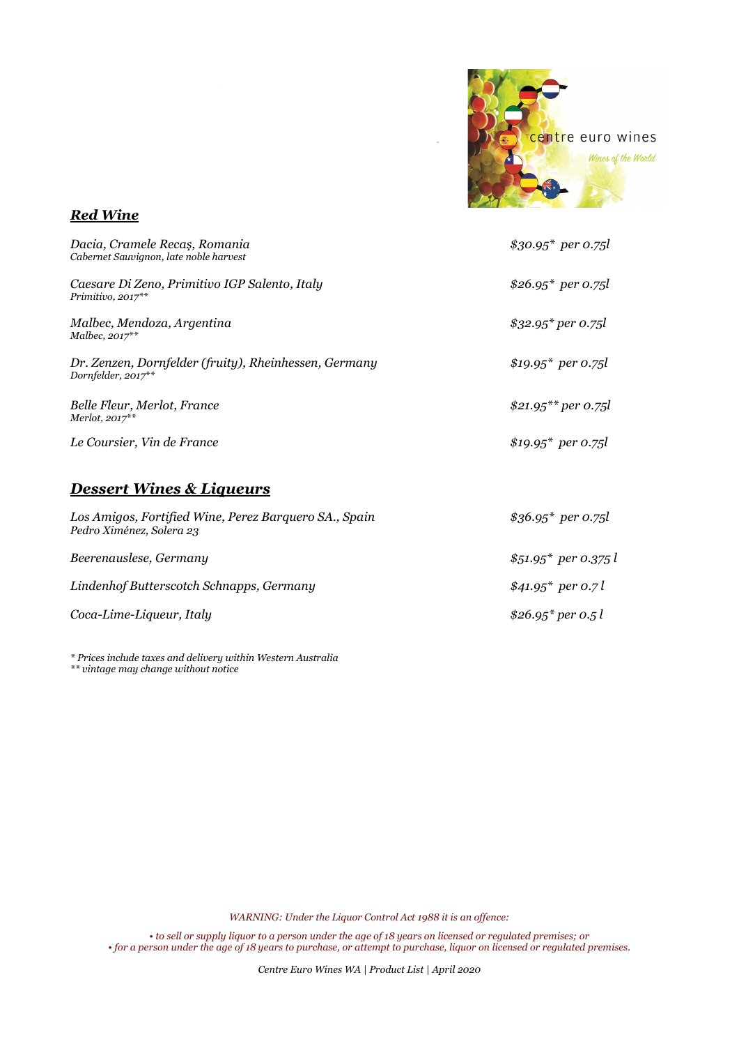## ***Red Wine***

| | |
|---|---|
| *Dacia, Cramele Recaş, Romania*<br>*Cabernet Sauvignon, late noble harvest* | *$30.95* per 0.75l* |
| *Caesare Di Zeno, Primitivo IGP Salento, Italy*<br>*Primitivo, 2017*** | *$26.95* per 0.75l* |
| *Malbec, Mendoza, Argentina*<br>*Malbec, 2017*** | *$32.95* per 0.75l* |
| *Dr. Zenzen, Dornfelder (fruity), Rheinhessen, Germany*<br>*Dornfelder, 2017*** | *$19.95* per 0.75l* |
| *Belle Fleur, Merlot, France*<br>*Merlot, 2017*** | *$21.95** per 0.75l* |
| *Le Coursier, Vin de France* | *$19.95* per 0.75l* |

## ***Dessert Wines & Liqueurs***

| | |
|---|---|
| *Los Amigos, Fortified Wine, Perez Barquero SA., Spain*<br>*Pedro Ximénez, Solera 23* | *$36.95* per 0.75l* |
| *Beerenauslese, Germany* | *$51.95* per 0.375 l* |
| *Lindenhof Butterscotch Schnapps, Germany* | *$41.95* per 0.7 l* |
| *Coca-Lime-Liqueur, Italy* | *$26.95* per 0.5 l* |

*\* Prices include taxes and delivery within Western Australia*
*\*\* vintage may change without notice*

*WARNING: Under the Liquor Control Act 1988 it is an offence:*

*• to sell or supply liquor to a person under the age of 18 years on licensed or regulated premises; or*
*• for a person under the age of 18 years to purchase, or attempt to purchase, liquor on licensed or regulated premises.*

*Centre Euro Wines WA | Product List | April 2020*